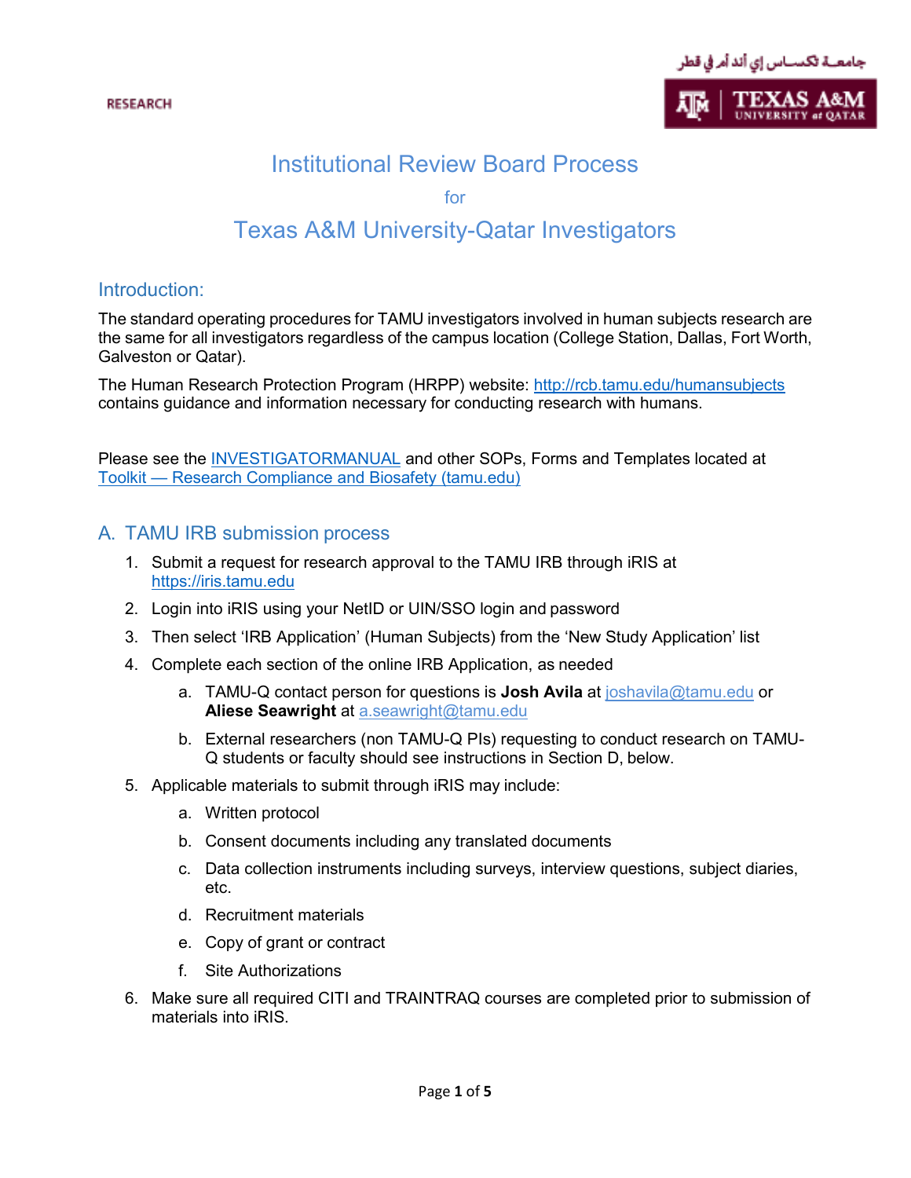RESEARCH

# Institutional Review Board Process

for

# Texas A&M University-Qatar Investigators

## Introduction:

The standard operating procedures for TAMU investigators involved in human subjects research are the same for all investigators regardless of the campus location (College Station, Dallas, Fort Worth, Galveston or Qatar).

The Human Research Protection Program (HRPP) website: [http://rcb.tamu.edu/humansubjects](http://rcb.tamu.edu/humansubjects) contains guidance and information necessary for conducting research with humans.

Please see the INVESTIGATORMANUAL and other SOPs, Forms and Templates located at Toolkit — Research Compliance and Biosafety (tamu.edu)

## A. TAMU IRB submission process

1. Submit a request for research approval to the TAMU IRB through iRIS at [https://iris.tamu.edu](https://iris.tamu.edu)
2. Login into iRIS using your NetID or UIN/SSO login and password
3. Then select 'IRB Application' (Human Subjects) from the 'New Study Application' list
4. Complete each section of the online IRB Application, as needed
   a. TAMU-Q contact person for questions is **Josh Avila** at joshavila@tamu.edu or **Aliese Seawright** at a.seawright@tamu.edu
   b. External researchers (non TAMU-Q PIs) requesting to conduct research on TAMU-Q students or faculty should see instructions in Section D, below.
5. Applicable materials to submit through iRIS may include:
   a. Written protocol
   b. Consent documents including any translated documents
   c. Data collection instruments including surveys, interview questions, subject diaries, etc.
   d. Recruitment materials
   e. Copy of grant or contract
   f. Site Authorizations
6. Make sure all required CITI and TRAINTRAQ courses are completed prior to submission of materials into iRIS.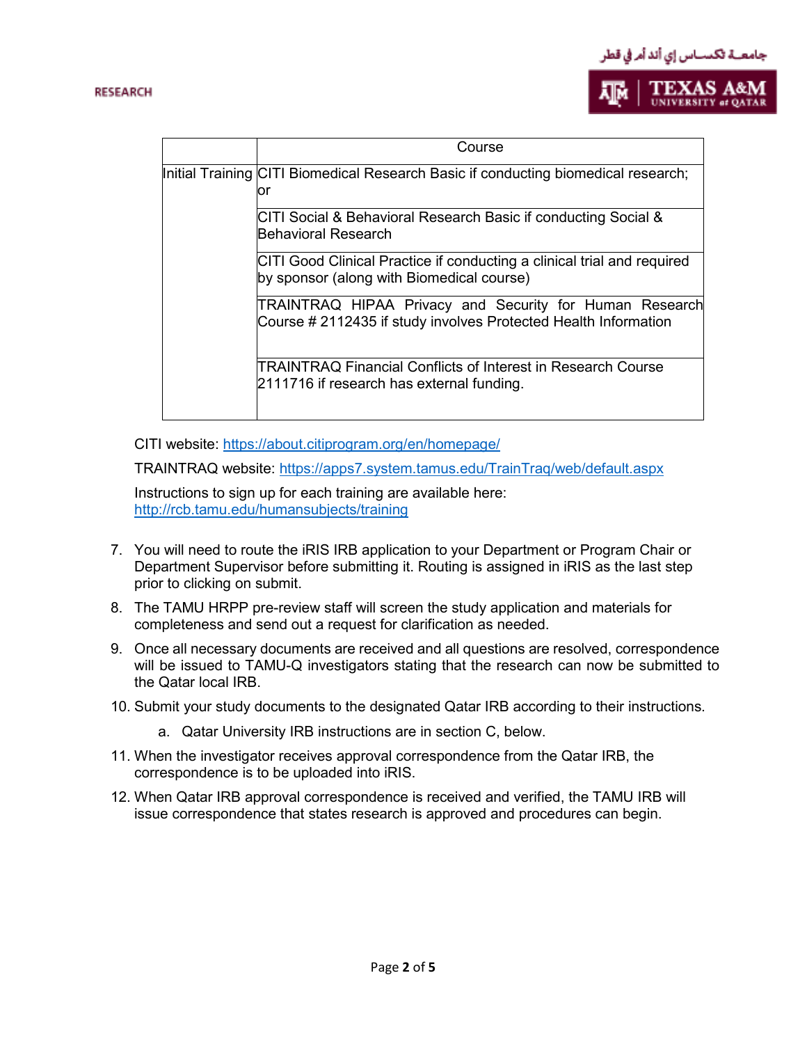| | Course |
|---|---|
| Initial Training | CITI Biomedical Research Basic if conducting biomedical research; or |
| | CITI Social & Behavioral Research Basic if conducting Social & Behavioral Research |
| | CITI Good Clinical Practice if conducting a clinical trial and required by sponsor (along with Biomedical course) |
| | TRAINTRAQ HIPAA Privacy and Security for Human Research Course # 2112435 if study involves Protected Health Information |
| | TRAINTRAQ Financial Conflicts of Interest in Research Course 2111716 if research has external funding. |

CITI website: https://about.citiprogram.org/en/homepage/

TRAINTRAQ website: https://apps7.system.tamus.edu/TrainTraq/web/default.aspx

Instructions to sign up for each training are available here: http://rcb.tamu.edu/humansubjects/training

7. You will need to route the iRIS IRB application to your Department or Program Chair or Department Supervisor before submitting it. Routing is assigned in iRIS as the last step prior to clicking on submit.
8. The TAMU HRPP pre-review staff will screen the study application and materials for completeness and send out a request for clarification as needed.
9. Once all necessary documents are received and all questions are resolved, correspondence will be issued to TAMU-Q investigators stating that the research can now be submitted to the Qatar local IRB.
10. Submit your study documents to the designated Qatar IRB according to their instructions.
    a. Qatar University IRB instructions are in section C, below.
11. When the investigator receives approval correspondence from the Qatar IRB, the correspondence is to be uploaded into iRIS.
12. When Qatar IRB approval correspondence is received and verified, the TAMU IRB will issue correspondence that states research is approved and procedures can begin.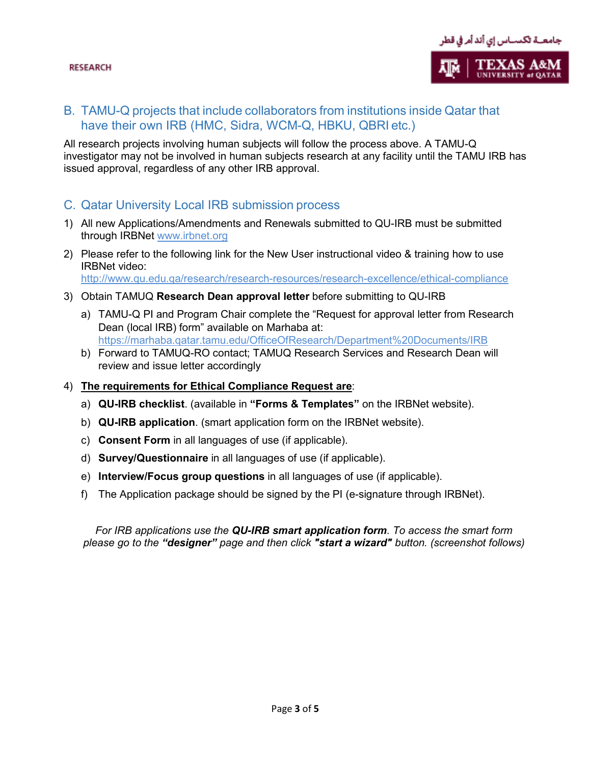## B. TAMU-Q projects that include collaborators from institutions inside Qatar that have their own IRB (HMC, Sidra, WCM-Q, HBKU, QBRI etc.)

All research projects involving human subjects will follow the process above. A TAMU-Q investigator may not be involved in human subjects research at any facility until the TAMU IRB has issued approval, regardless of any other IRB approval.

## C. Qatar University Local IRB submission process

1) All new Applications/Amendments and Renewals submitted to QU-IRB must be submitted through IRBNet www.irbnet.org
2) Please refer to the following link for the New User instructional video & training how to use IRBNet video: http://www.qu.edu.qa/research/research-resources/research-excellence/ethical-compliance
3) Obtain TAMUQ **Research Dean approval letter** before submitting to QU-IRB
   a) TAMU-Q PI and Program Chair complete the “Request for approval letter from Research Dean (local IRB) form” available on Marhaba at: https://marhaba.qatar.tamu.edu/OfficeOfResearch/Department%20Documents/IRB
   b) Forward to TAMUQ-RO contact; TAMUQ Research Services and Research Dean will review and issue letter accordingly
4) **The requirements for Ethical Compliance Request are**:
   a) **QU-IRB checklist**. (available in **“Forms & Templates”** on the IRBNet website).
   b) **QU-IRB application**. (smart application form on the IRBNet website).
   c) **Consent Form** in all languages of use (if applicable).
   d) **Survey/Questionnaire** in all languages of use (if applicable).
   e) **Interview/Focus group questions** in all languages of use (if applicable).
   f) The Application package should be signed by the PI (e-signature through IRBNet).

*For IRB applications use the **QU-IRB smart application form**. To access the smart form please go to the **“designer”** page and then click **"start a wizard"** button. (screenshot follows)*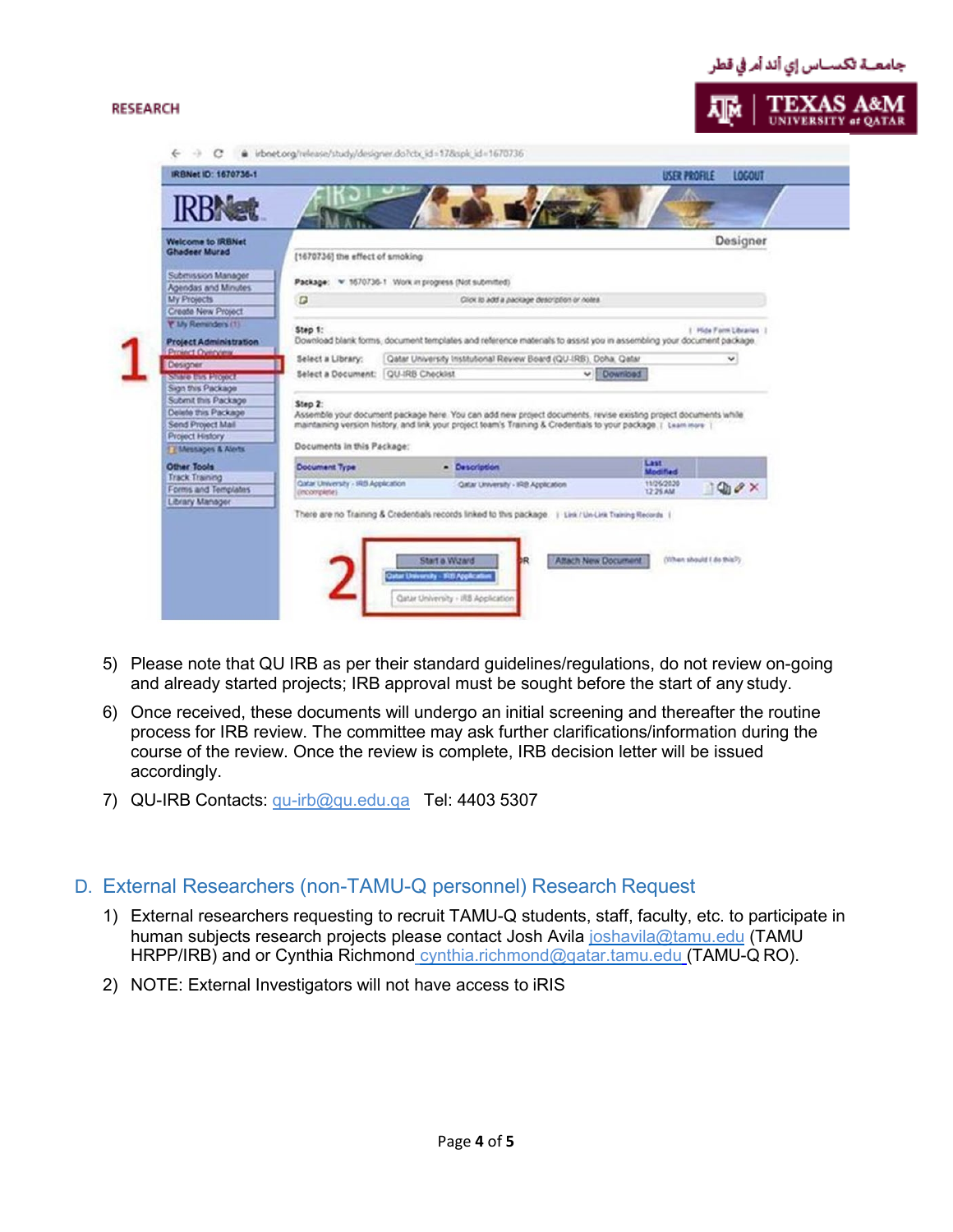5) Please note that QU IRB as per their standard guidelines/regulations, do not review on-going and already started projects; IRB approval must be sought before the start of any study.
6) Once received, these documents will undergo an initial screening and thereafter the routine process for IRB review. The committee may ask further clarifications/information during the course of the review. Once the review is complete, IRB decision letter will be issued accordingly.
7) QU-IRB Contacts: qu-irb@qu.edu.qa Tel: 4403 5307

## D. External Researchers (non-TAMU-Q personnel) Research Request

1) External researchers requesting to recruit TAMU-Q students, staff, faculty, etc. to participate in human subjects research projects please contact Josh Avila joshavila@tamu.edu (TAMU HRPP/IRB) and or Cynthia Richmond cynthia.richmond@qatar.tamu.edu (TAMU-Q RO).
2) NOTE: External Investigators will not have access to iRIS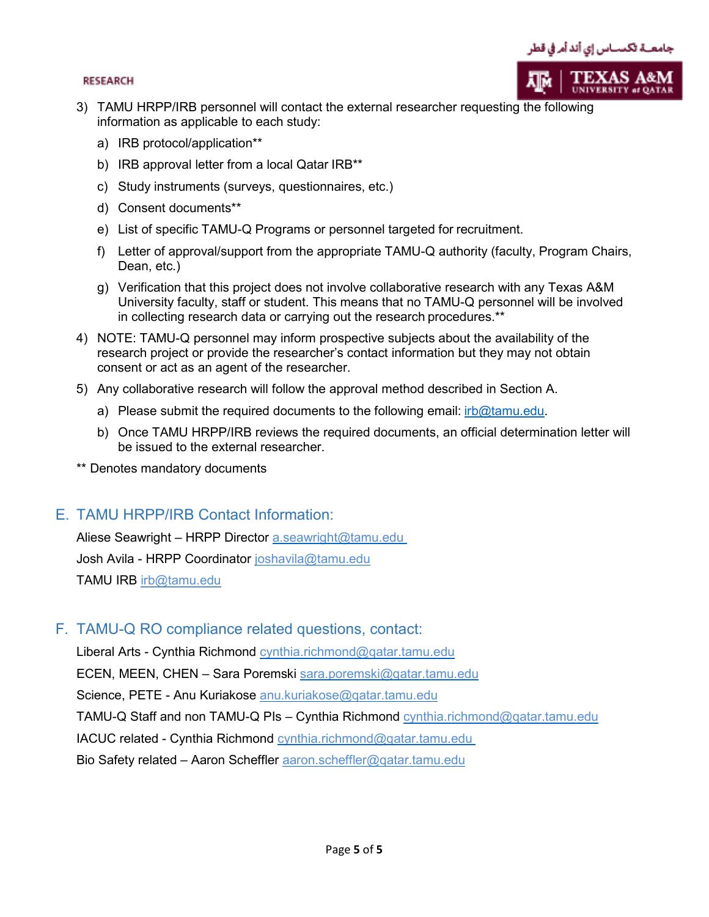3) TAMU HRPP/IRB personnel will contact the external researcher requesting the following information as applicable to each study:
   a) IRB protocol/application**
   b) IRB approval letter from a local Qatar IRB**
   c) Study instruments (surveys, questionnaires, etc.)
   d) Consent documents**
   e) List of specific TAMU-Q Programs or personnel targeted for recruitment.
   f) Letter of approval/support from the appropriate TAMU-Q authority (faculty, Program Chairs, Dean, etc.)
   g) Verification that this project does not involve collaborative research with any Texas A&M University faculty, staff or student. This means that no TAMU-Q personnel will be involved in collecting research data or carrying out the research procedures.**
4) NOTE: TAMU-Q personnel may inform prospective subjects about the availability of the research project or provide the researcher's contact information but they may not obtain consent or act as an agent of the researcher.
5) Any collaborative research will follow the approval method described in Section A.
   a) Please submit the required documents to the following email: irb@tamu.edu.
   b) Once TAMU HRPP/IRB reviews the required documents, an official determination letter will be issued to the external researcher.

** Denotes mandatory documents

## E. TAMU HRPP/IRB Contact Information:

Aliese Seawright – HRPP Director a.seawright@tamu.edu

Josh Avila - HRPP Coordinator joshavila@tamu.edu

TAMU IRB irb@tamu.edu

## F. TAMU-Q RO compliance related questions, contact:

Liberal Arts - Cynthia Richmond cynthia.richmond@qatar.tamu.edu

ECEN, MEEN, CHEN – Sara Poremski sara.poremski@qatar.tamu.edu

Science, PETE - Anu Kuriakose anu.kuriakose@qatar.tamu.edu

TAMU-Q Staff and non TAMU-Q PIs – Cynthia Richmond cynthia.richmond@qatar.tamu.edu

IACUC related - Cynthia Richmond cynthia.richmond@qatar.tamu.edu

Bio Safety related – Aaron Scheffler aaron.scheffler@qatar.tamu.edu